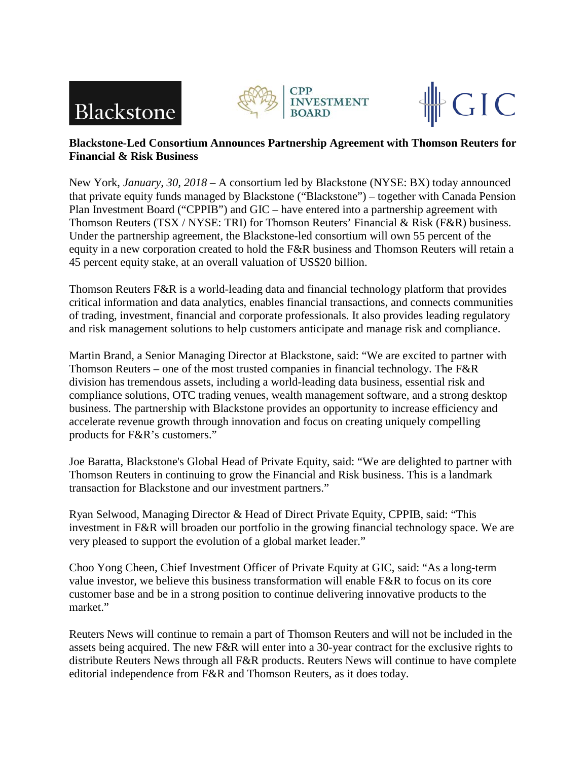**Blackstone-Led Consortium Announces Partnership Agreement with Thomson Reuters for Financial & Risk Business**

New York, *January, 30, 2018* – A consortium led by Blackstone (NYSE: BX) today announced that private equity funds managed by Blackstone ("Blackstone") – together with Canada Pension Plan Investment Board ("CPPIB") and GIC – have entered into a partnership agreement with Thomson Reuters (TSX / NYSE: TRI) for Thomson Reuters' Financial & Risk (F&R) business. Under the partnership agreement, the Blackstone-led consortium will own 55 percent of the equity in a new corporation created to hold the F&R business and Thomson Reuters will retain a 45 percent equity stake, at an overall valuation of US$20 billion.

Thomson Reuters F&R is a world-leading data and financial technology platform that provides critical information and data analytics, enables financial transactions, and connects communities of trading, investment, financial and corporate professionals. It also provides leading regulatory and risk management solutions to help customers anticipate and manage risk and compliance.

Martin Brand, a Senior Managing Director at Blackstone, said: "We are excited to partner with Thomson Reuters – one of the most trusted companies in financial technology. The F&R division has tremendous assets, including a world-leading data business, essential risk and compliance solutions, OTC trading venues, wealth management software, and a strong desktop business. The partnership with Blackstone provides an opportunity to increase efficiency and accelerate revenue growth through innovation and focus on creating uniquely compelling products for F&R's customers."

Joe Baratta, Blackstone's Global Head of Private Equity, said: "We are delighted to partner with Thomson Reuters in continuing to grow the Financial and Risk business. This is a landmark transaction for Blackstone and our investment partners."

Ryan Selwood, Managing Director & Head of Direct Private Equity, CPPIB, said: "This investment in F&R will broaden our portfolio in the growing financial technology space. We are very pleased to support the evolution of a global market leader."

Choo Yong Cheen, Chief Investment Officer of Private Equity at GIC, said: "As a long-term value investor, we believe this business transformation will enable F&R to focus on its core customer base and be in a strong position to continue delivering innovative products to the market."

Reuters News will continue to remain a part of Thomson Reuters and will not be included in the assets being acquired. The new F&R will enter into a 30-year contract for the exclusive rights to distribute Reuters News through all F&R products. Reuters News will continue to have complete editorial independence from F&R and Thomson Reuters, as it does today.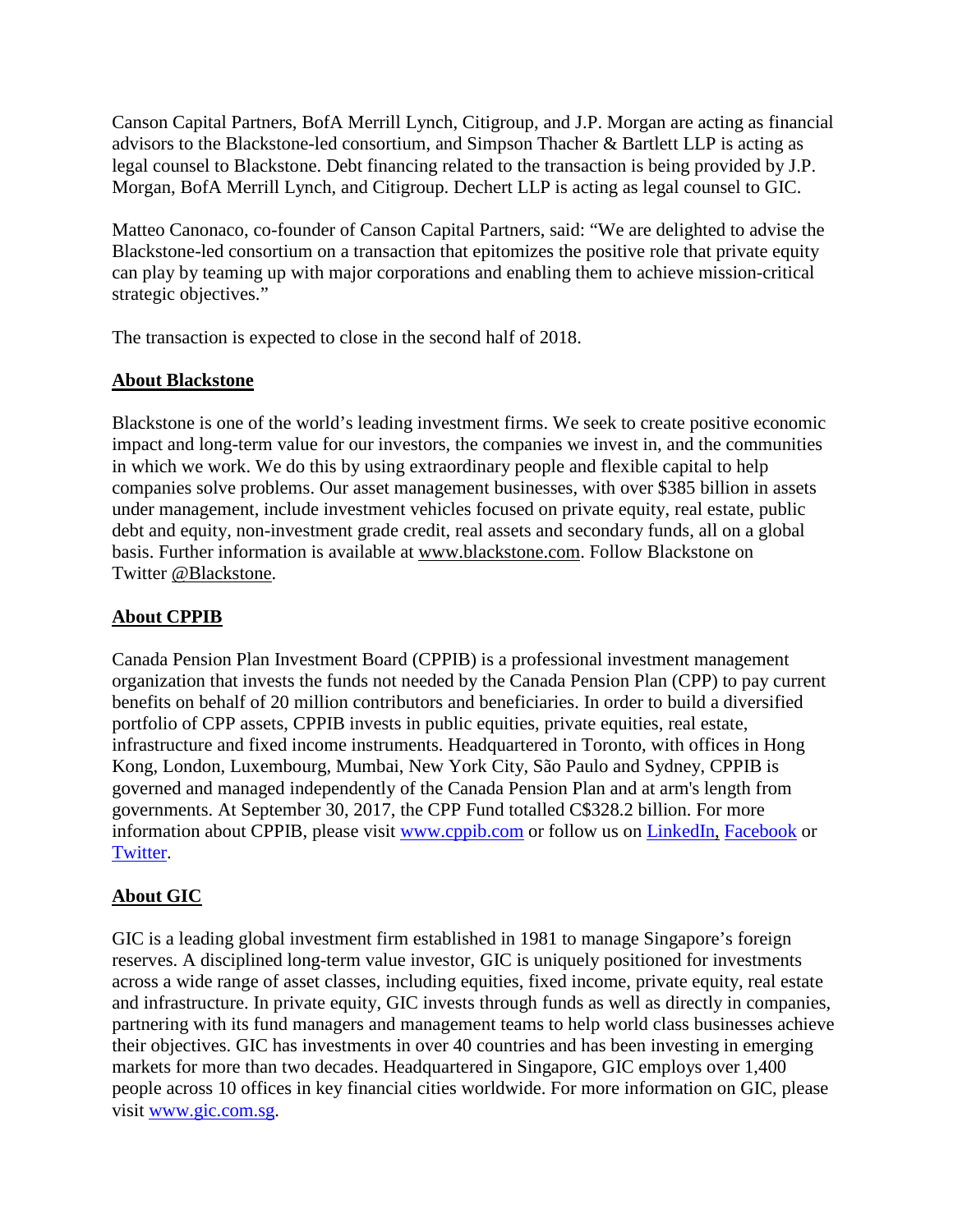Canson Capital Partners, BofA Merrill Lynch, Citigroup, and J.P. Morgan are acting as financial advisors to the Blackstone-led consortium, and Simpson Thacher & Bartlett LLP is acting as legal counsel to Blackstone. Debt financing related to the transaction is being provided by J.P. Morgan, BofA Merrill Lynch, and Citigroup. Dechert LLP is acting as legal counsel to GIC.

Matteo Canonaco, co-founder of Canson Capital Partners, said: "We are delighted to advise the Blackstone-led consortium on a transaction that epitomizes the positive role that private equity can play by teaming up with major corporations and enabling them to achieve mission-critical strategic objectives."

The transaction is expected to close in the second half of 2018.

## About Blackstone

Blackstone is one of the world's leading investment firms. We seek to create positive economic impact and long-term value for our investors, the companies we invest in, and the communities in which we work. We do this by using extraordinary people and flexible capital to help companies solve problems. Our asset management businesses, with over $385 billion in assets under management, include investment vehicles focused on private equity, real estate, public debt and equity, non-investment grade credit, real assets and secondary funds, all on a global basis. Further information is available at www.blackstone.com. Follow Blackstone on Twitter @Blackstone.

## About CPPIB

Canada Pension Plan Investment Board (CPPIB) is a professional investment management organization that invests the funds not needed by the Canada Pension Plan (CPP) to pay current benefits on behalf of 20 million contributors and beneficiaries. In order to build a diversified portfolio of CPP assets, CPPIB invests in public equities, private equities, real estate, infrastructure and fixed income instruments. Headquartered in Toronto, with offices in Hong Kong, London, Luxembourg, Mumbai, New York City, São Paulo and Sydney, CPPIB is governed and managed independently of the Canada Pension Plan and at arm's length from governments. At September 30, 2017, the CPP Fund totalled C$328.2 billion. For more information about CPPIB, please visit www.cppib.com or follow us on LinkedIn, Facebook or Twitter.

## About GIC

GIC is a leading global investment firm established in 1981 to manage Singapore's foreign reserves. A disciplined long-term value investor, GIC is uniquely positioned for investments across a wide range of asset classes, including equities, fixed income, private equity, real estate and infrastructure. In private equity, GIC invests through funds as well as directly in companies, partnering with its fund managers and management teams to help world class businesses achieve their objectives. GIC has investments in over 40 countries and has been investing in emerging markets for more than two decades. Headquartered in Singapore, GIC employs over 1,400 people across 10 offices in key financial cities worldwide. For more information on GIC, please visit www.gic.com.sg.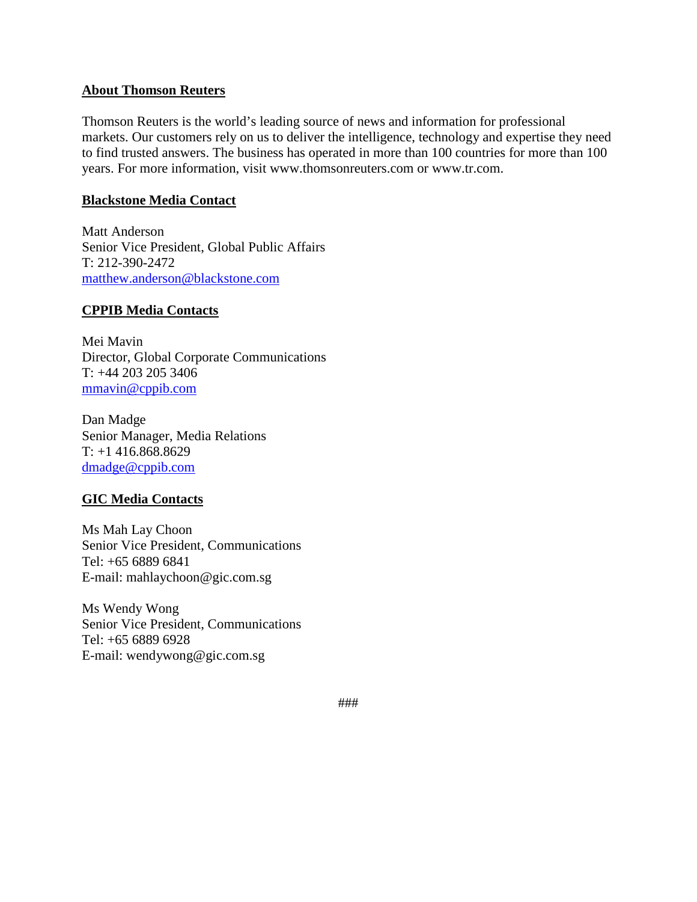**About Thomson Reuters**

Thomson Reuters is the world's leading source of news and information for professional markets. Our customers rely on us to deliver the intelligence, technology and expertise they need to find trusted answers. The business has operated in more than 100 countries for more than 100 years. For more information, visit www.thomsonreuters.com or www.tr.com.

**Blackstone Media Contact**

Matt Anderson
Senior Vice President, Global Public Affairs
T: 212-390-2472
matthew.anderson@blackstone.com

**CPPIB Media Contacts**

Mei Mavin
Director, Global Corporate Communications
T: +44 203 205 3406
mmavin@cppib.com

Dan Madge
Senior Manager, Media Relations
T: +1 416.868.8629
dmadge@cppib.com

**GIC Media Contacts**

Ms Mah Lay Choon
Senior Vice President, Communications
Tel: +65 6889 6841
E-mail: mahlaychoon@gic.com.sg

Ms Wendy Wong
Senior Vice President, Communications
Tel: +65 6889 6928
E-mail: wendywong@gic.com.sg

###